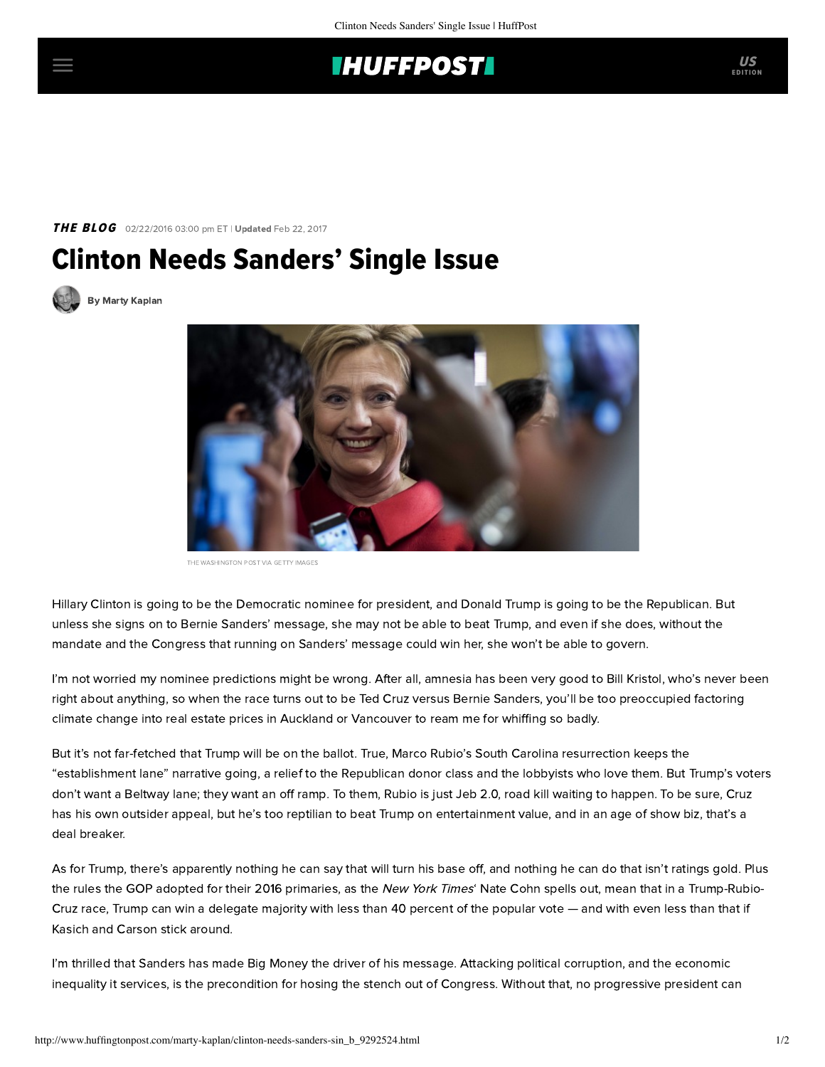*THE BLOG* 02/22/2016 03:00 pm ET | **Updated** Feb 22, 2017

# Clinton Needs Sanders' Single Issue

By Marty Kaplan

THE WASHINGTON POST VIA GETTY IMAGES

Hillary Clinton is going to be the Democratic nominee for president, and Donald Trump is going to be the Republican. But unless she signs on to Bernie Sanders' message, she may not be able to beat Trump, and even if she does, without the mandate and the Congress that running on Sanders' message could win her, she won't be able to govern.

I'm not worried my nominee predictions might be wrong. After all, amnesia has been very good to Bill Kristol, who's never been right about anything, so when the race turns out to be Ted Cruz versus Bernie Sanders, you'll be too preoccupied factoring climate change into real estate prices in Auckland or Vancouver to ream me for whiffing so badly.

But it's not far-fetched that Trump will be on the ballot. True, Marco Rubio's South Carolina resurrection keeps the "establishment lane" narrative going, a relief to the Republican donor class and the lobbyists who love them. But Trump's voters don't want a Beltway lane; they want an off ramp. To them, Rubio is just Jeb 2.0, road kill waiting to happen. To be sure, Cruz has his own outsider appeal, but he's too reptilian to beat Trump on entertainment value, and in an age of show biz, that's a deal breaker.

As for Trump, there's apparently nothing he can say that will turn his base off, and nothing he can do that isn't ratings gold. Plus the rules the GOP adopted for their 2016 primaries, as the *New York Times*' Nate Cohn spells out, mean that in a Trump-Rubio-Cruz race, Trump can win a delegate majority with less than 40 percent of the popular vote — and with even less than that if Kasich and Carson stick around.

I'm thrilled that Sanders has made Big Money the driver of his message. Attacking political corruption, and the economic inequality it services, is the precondition for hosing the stench out of Congress. Without that, no progressive president can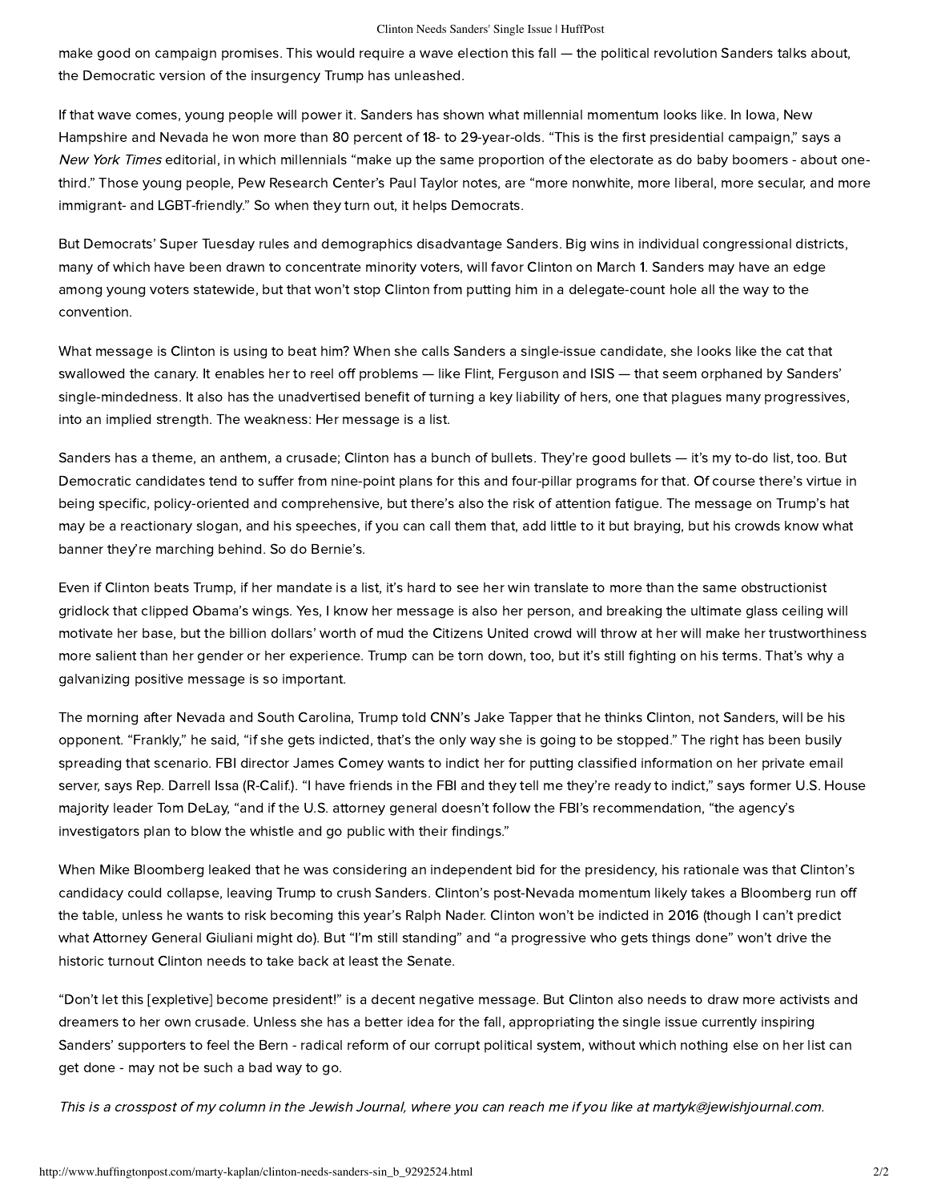make good on campaign promises. This would require a wave election this fall — the political revolution Sanders talks about, the Democratic version of the insurgency Trump has unleashed.

If that wave comes, young people will power it. Sanders has shown what millennial momentum looks like. In Iowa, New Hampshire and Nevada he won more than 80 percent of 18- to 29-year-olds. "This is the first presidential campaign," says a *New York Times* editorial, in which millennials "make up the same proportion of the electorate as do baby boomers - about one-third." Those young people, Pew Research Center's Paul Taylor notes, are "more nonwhite, more liberal, more secular, and more immigrant- and LGBT-friendly." So when they turn out, it helps Democrats.

But Democrats' Super Tuesday rules and demographics disadvantage Sanders. Big wins in individual congressional districts, many of which have been drawn to concentrate minority voters, will favor Clinton on March 1. Sanders may have an edge among young voters statewide, but that won't stop Clinton from putting him in a delegate-count hole all the way to the convention.

What message is Clinton is using to beat him? When she calls Sanders a single-issue candidate, she looks like the cat that swallowed the canary. It enables her to reel off problems — like Flint, Ferguson and ISIS — that seem orphaned by Sanders' single-mindedness. It also has the unadvertised benefit of turning a key liability of hers, one that plagues many progressives, into an implied strength. The weakness: Her message is a list.

Sanders has a theme, an anthem, a crusade; Clinton has a bunch of bullets. They're good bullets — it's my to-do list, too. But Democratic candidates tend to suffer from nine-point plans for this and four-pillar programs for that. Of course there's virtue in being specific, policy-oriented and comprehensive, but there's also the risk of attention fatigue. The message on Trump's hat may be a reactionary slogan, and his speeches, if you can call them that, add little to it but braying, but his crowds know what banner they're marching behind. So do Bernie's.

Even if Clinton beats Trump, if her mandate is a list, it's hard to see her win translate to more than the same obstructionist gridlock that clipped Obama's wings. Yes, I know her message is also her person, and breaking the ultimate glass ceiling will motivate her base, but the billion dollars' worth of mud the Citizens United crowd will throw at her will make her trustworthiness more salient than her gender or her experience. Trump can be torn down, too, but it's still fighting on his terms. That's why a galvanizing positive message is so important.

The morning after Nevada and South Carolina, Trump told CNN's Jake Tapper that he thinks Clinton, not Sanders, will be his opponent. "Frankly," he said, "if she gets indicted, that's the only way she is going to be stopped." The right has been busily spreading that scenario. FBI director James Comey wants to indict her for putting classified information on her private email server, says Rep. Darrell Issa (R-Calif.). "I have friends in the FBI and they tell me they're ready to indict," says former U.S. House majority leader Tom DeLay, "and if the U.S. attorney general doesn't follow the FBI's recommendation, "the agency's investigators plan to blow the whistle and go public with their findings."

When Mike Bloomberg leaked that he was considering an independent bid for the presidency, his rationale was that Clinton's candidacy could collapse, leaving Trump to crush Sanders. Clinton's post-Nevada momentum likely takes a Bloomberg run off the table, unless he wants to risk becoming this year's Ralph Nader. Clinton won't be indicted in 2016 (though I can't predict what Attorney General Giuliani might do). But "I'm still standing" and "a progressive who gets things done" won't drive the historic turnout Clinton needs to take back at least the Senate.

"Don't let this [expletive] become president!" is a decent negative message. But Clinton also needs to draw more activists and dreamers to her own crusade. Unless she has a better idea for the fall, appropriating the single issue currently inspiring Sanders' supporters to feel the Bern - radical reform of our corrupt political system, without which nothing else on her list can get done - may not be such a bad way to go.

*This is a crosspost of my column in the Jewish Journal, where you can reach me if you like at martyk@jewishjournal.com.*